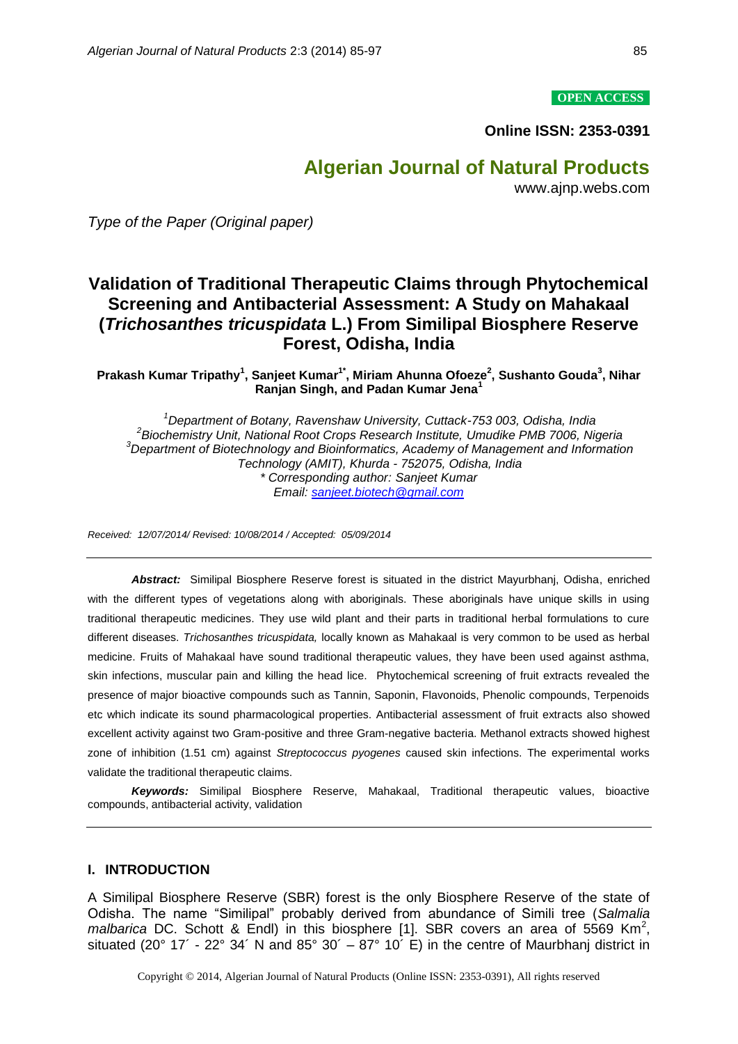**OPEN ACCESS**

**Online ISSN: 2353-0391**

**Algerian Journal of Natural Products**

www.ajnp.webs.com

*Type of the Paper (Original paper)*

# Validation of Traditional Therapeutic Claims through Phytochemical Screening and Antibacterial Assessment: A Study on Mahakaal (*Trichosanthes tricuspidata* L.) From Similipal Biosphere Reserve Forest, Odisha, India

**Prakash Kumar Tripathy[1], Sanjeet Kumar[1*], Miriam Ahunna Ofoeze[2], Sushanto Gouda[3], Nihar Ranjan Singh, and Padan Kumar Jena[1]**

*[1]Department of Botany, Ravenshaw University, Cuttack-753 003, Odisha, India*
*[2]Biochemistry Unit, National Root Crops Research Institute, Umudike PMB 7006, Nigeria*
*[3]Department of Biotechnology and Bioinformatics, Academy of Management and Information Technology (AMIT), Khurda - 752075, Odisha, India*
*\* Corresponding author: Sanjeet Kumar*
*Email: sanjeet.biotech@gmail.com*

*Received: 12/07/2014/ Revised: 10/08/2014 / Accepted: 05/09/2014*

***Abstract:*** Similipal Biosphere Reserve forest is situated in the district Mayurbhanj, Odisha, enriched with the different types of vegetations along with aboriginals. These aboriginals have unique skills in using traditional therapeutic medicines. They use wild plant and their parts in traditional herbal formulations to cure different diseases. *Trichosanthes tricuspidata,* locally known as Mahakaal is very common to be used as herbal medicine. Fruits of Mahakaal have sound traditional therapeutic values, they have been used against asthma, skin infections, muscular pain and killing the head lice. Phytochemical screening of fruit extracts revealed the presence of major bioactive compounds such as Tannin, Saponin, Flavonoids, Phenolic compounds, Terpenoids etc which indicate its sound pharmacological properties. Antibacterial assessment of fruit extracts also showed excellent activity against two Gram-positive and three Gram-negative bacteria. Methanol extracts showed highest zone of inhibition (1.51 cm) against *Streptococcus pyogenes* caused skin infections. The experimental works validate the traditional therapeutic claims.

***Keywords:*** Similipal Biosphere Reserve, Mahakaal, Traditional therapeutic values, bioactive compounds, antibacterial activity, validation

## I. INTRODUCTION

A Similipal Biosphere Reserve (SBR) forest is the only Biosphere Reserve of the state of Odisha. The name "Similipal" probably derived from abundance of Simili tree (*Salmalia malbarica* DC. Schott & Endl) in this biosphere [1]. SBR covers an area of 5569 Km$^2$, situated (20° 17´ - 22° 34´ N and 85° 30´ – 87° 10´ E) in the centre of Maurbhanj district in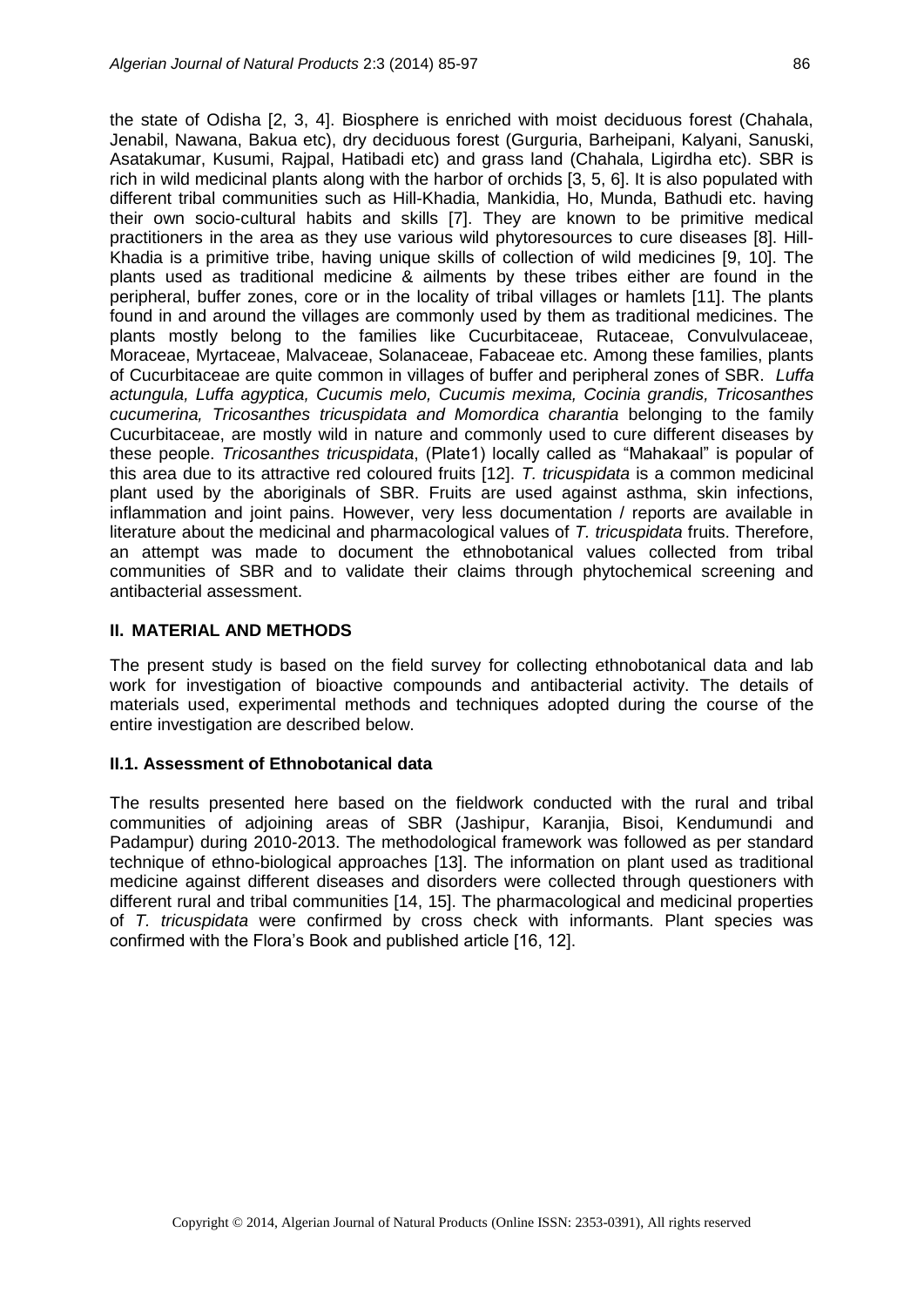the state of Odisha [2, 3, 4]. Biosphere is enriched with moist deciduous forest (Chahala, Jenabil, Nawana, Bakua etc), dry deciduous forest (Gurguria, Barheipani, Kalyani, Sanuski, Asatakumar, Kusumi, Rajpal, Hatibadi etc) and grass land (Chahala, Ligirdha etc). SBR is rich in wild medicinal plants along with the harbor of orchids [3, 5, 6]. It is also populated with different tribal communities such as Hill-Khadia, Mankidia, Ho, Munda, Bathudi etc. having their own socio-cultural habits and skills [7]. They are known to be primitive medical practitioners in the area as they use various wild phytoresources to cure diseases [8]. Hill-Khadia is a primitive tribe, having unique skills of collection of wild medicines [9, 10]. The plants used as traditional medicine & ailments by these tribes either are found in the peripheral, buffer zones, core or in the locality of tribal villages or hamlets [11]. The plants found in and around the villages are commonly used by them as traditional medicines. The plants mostly belong to the families like Cucurbitaceae, Rutaceae, Convulvulaceae, Moraceae, Myrtaceae, Malvaceae, Solanaceae, Fabaceae etc. Among these families, plants of Cucurbitaceae are quite common in villages of buffer and peripheral zones of SBR. *Luffa actungula, Luffa agyptica, Cucumis melo, Cucumis mexima, Cocinia grandis, Tricosanthes cucumerina, Tricosanthes tricuspidata and Momordica charantia* belonging to the family Cucurbitaceae, are mostly wild in nature and commonly used to cure different diseases by these people. *Tricosanthes tricuspidata*, (Plate1) locally called as "Mahakaal" is popular of this area due to its attractive red coloured fruits [12]. *T. tricuspidata* is a common medicinal plant used by the aboriginals of SBR. Fruits are used against asthma, skin infections, inflammation and joint pains. However, very less documentation / reports are available in literature about the medicinal and pharmacological values of *T. tricuspidata* fruits. Therefore, an attempt was made to document the ethnobotanical values collected from tribal communities of SBR and to validate their claims through phytochemical screening and antibacterial assessment.

## II. MATERIAL AND METHODS

The present study is based on the field survey for collecting ethnobotanical data and lab work for investigation of bioactive compounds and antibacterial activity. The details of materials used, experimental methods and techniques adopted during the course of the entire investigation are described below.

### II.1. Assessment of Ethnobotanical data

The results presented here based on the fieldwork conducted with the rural and tribal communities of adjoining areas of SBR (Jashipur, Karanjia, Bisoi, Kendumundi and Padampur) during 2010-2013. The methodological framework was followed as per standard technique of ethno-biological approaches [13]. The information on plant used as traditional medicine against different diseases and disorders were collected through questioners with different rural and tribal communities [14, 15]. The pharmacological and medicinal properties of *T. tricuspidata* were confirmed by cross check with informants. Plant species was confirmed with the Flora's Book and published article [16, 12].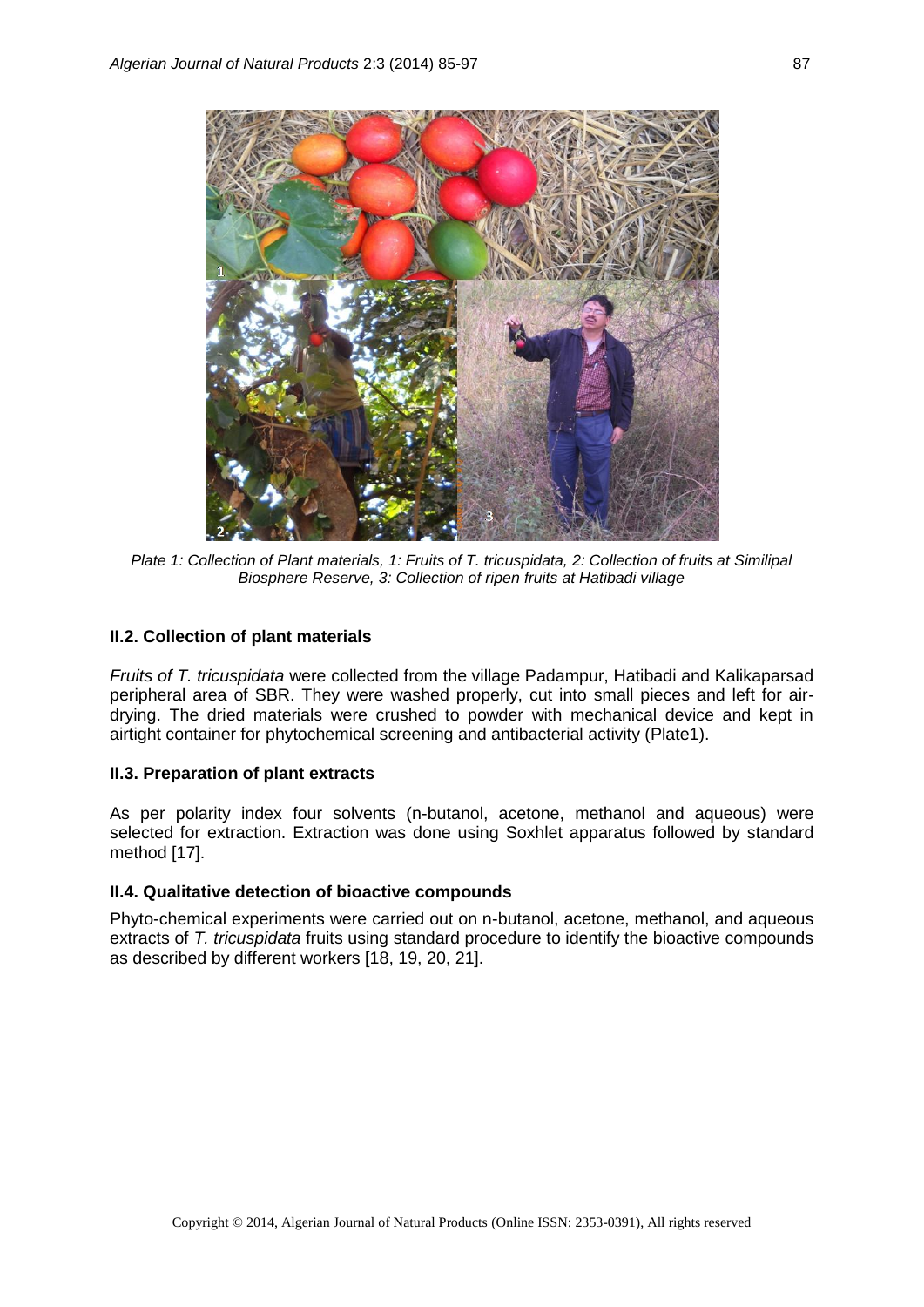Plate 1: Collection of Plant materials, 1: Fruits of T. tricuspidata, 2: Collection of fruits at Similipal Biosphere Reserve, 3: Collection of ripen fruits at Hatibadi village

### II.2. Collection of plant materials

*Fruits of T. tricuspidata* were collected from the village Padampur, Hatibadi and Kalikaparsad peripheral area of SBR. They were washed properly, cut into small pieces and left for air-drying. The dried materials were crushed to powder with mechanical device and kept in airtight container for phytochemical screening and antibacterial activity (Plate1).

### II.3. Preparation of plant extracts

As per polarity index four solvents (n-butanol, acetone, methanol and aqueous) were selected for extraction. Extraction was done using Soxhlet apparatus followed by standard method [17].

### II.4. Qualitative detection of bioactive compounds

Phyto-chemical experiments were carried out on n-butanol, acetone, methanol, and aqueous extracts of *T. tricuspidata* fruits using standard procedure to identify the bioactive compounds as described by different workers [18, 19, 20, 21].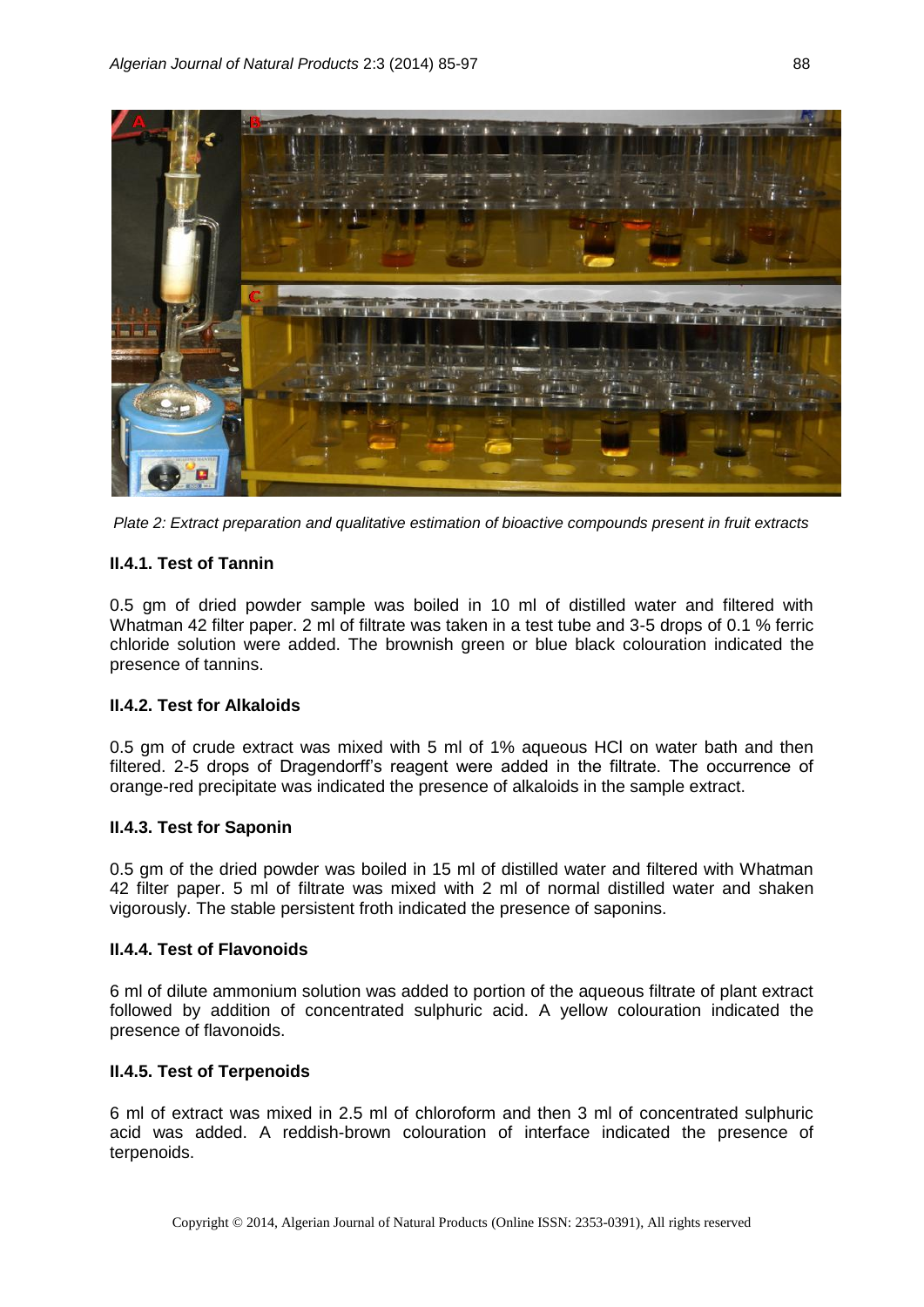*Plate 2: Extract preparation and qualitative estimation of bioactive compounds present in fruit extracts*

### II.4.1. Test of Tannin

0.5 gm of dried powder sample was boiled in 10 ml of distilled water and filtered with Whatman 42 filter paper. 2 ml of filtrate was taken in a test tube and 3-5 drops of 0.1 % ferric chloride solution were added. The brownish green or blue black colouration indicated the presence of tannins.

### II.4.2. Test for Alkaloids

0.5 gm of crude extract was mixed with 5 ml of 1% aqueous HCl on water bath and then filtered. 2-5 drops of Dragendorff's reagent were added in the filtrate. The occurrence of orange-red precipitate was indicated the presence of alkaloids in the sample extract.

### II.4.3. Test for Saponin

0.5 gm of the dried powder was boiled in 15 ml of distilled water and filtered with Whatman 42 filter paper. 5 ml of filtrate was mixed with 2 ml of normal distilled water and shaken vigorously. The stable persistent froth indicated the presence of saponins.

### II.4.4. Test of Flavonoids

6 ml of dilute ammonium solution was added to portion of the aqueous filtrate of plant extract followed by addition of concentrated sulphuric acid. A yellow colouration indicated the presence of flavonoids.

### II.4.5. Test of Terpenoids

6 ml of extract was mixed in 2.5 ml of chloroform and then 3 ml of concentrated sulphuric acid was added. A reddish-brown colouration of interface indicated the presence of terpenoids.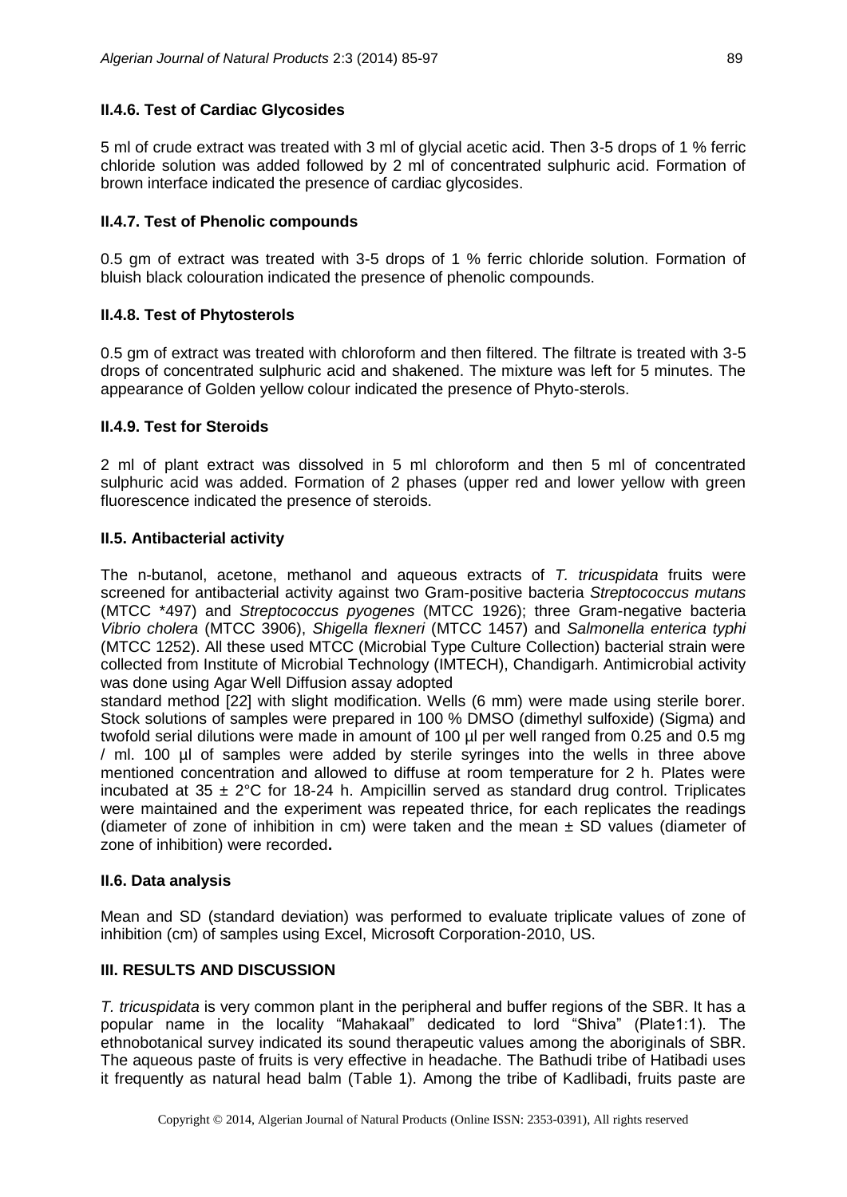### II.4.6. Test of Cardiac Glycosides

5 ml of crude extract was treated with 3 ml of glycial acetic acid. Then 3-5 drops of 1 % ferric chloride solution was added followed by 2 ml of concentrated sulphuric acid. Formation of brown interface indicated the presence of cardiac glycosides.

### II.4.7. Test of Phenolic compounds

0.5 gm of extract was treated with 3-5 drops of 1 % ferric chloride solution. Formation of bluish black colouration indicated the presence of phenolic compounds.

### II.4.8. Test of Phytosterols

0.5 gm of extract was treated with chloroform and then filtered. The filtrate is treated with 3-5 drops of concentrated sulphuric acid and shakened. The mixture was left for 5 minutes. The appearance of Golden yellow colour indicated the presence of Phyto-sterols.

### II.4.9. Test for Steroids

2 ml of plant extract was dissolved in 5 ml chloroform and then 5 ml of concentrated sulphuric acid was added. Formation of 2 phases (upper red and lower yellow with green fluorescence indicated the presence of steroids.

### II.5. Antibacterial activity

The n-butanol, acetone, methanol and aqueous extracts of *T. tricuspidata* fruits were screened for antibacterial activity against two Gram-positive bacteria *Streptococcus mutans* (MTCC *497) and *Streptococcus pyogenes* (MTCC 1926); three Gram-negative bacteria *Vibrio cholera* (MTCC 3906), *Shigella flexneri* (MTCC 1457) and *Salmonella enterica typhi* (MTCC 1252). All these used MTCC (Microbial Type Culture Collection) bacterial strain were collected from Institute of Microbial Technology (IMTECH), Chandigarh. Antimicrobial activity was done using Agar Well Diffusion assay adopted standard method [22] with slight modification. Wells (6 mm) were made using sterile borer. Stock solutions of samples were prepared in 100 % DMSO (dimethyl sulfoxide) (Sigma) and twofold serial dilutions were made in amount of 100 µl per well ranged from 0.25 and 0.5 mg / ml. 100 µl of samples were added by sterile syringes into the wells in three above mentioned concentration and allowed to diffuse at room temperature for 2 h. Plates were incubated at 35 ± 2°C for 18-24 h. Ampicillin served as standard drug control. Triplicates were maintained and the experiment was repeated thrice, for each replicates the readings (diameter of zone of inhibition in cm) were taken and the mean ± SD values (diameter of zone of inhibition) were recorded**.**

### II.6. Data analysis

Mean and SD (standard deviation) was performed to evaluate triplicate values of zone of inhibition (cm) of samples using Excel, Microsoft Corporation-2010, US.

## III. RESULTS AND DISCUSSION

*T. tricuspidata* is very common plant in the peripheral and buffer regions of the SBR. It has a popular name in the locality "Mahakaal" dedicated to lord "Shiva" (Plate1:1). The ethnobotanical survey indicated its sound therapeutic values among the aboriginals of SBR. The aqueous paste of fruits is very effective in headache. The Bathudi tribe of Hatibadi uses it frequently as natural head balm (Table 1). Among the tribe of Kadlibadi, fruits paste are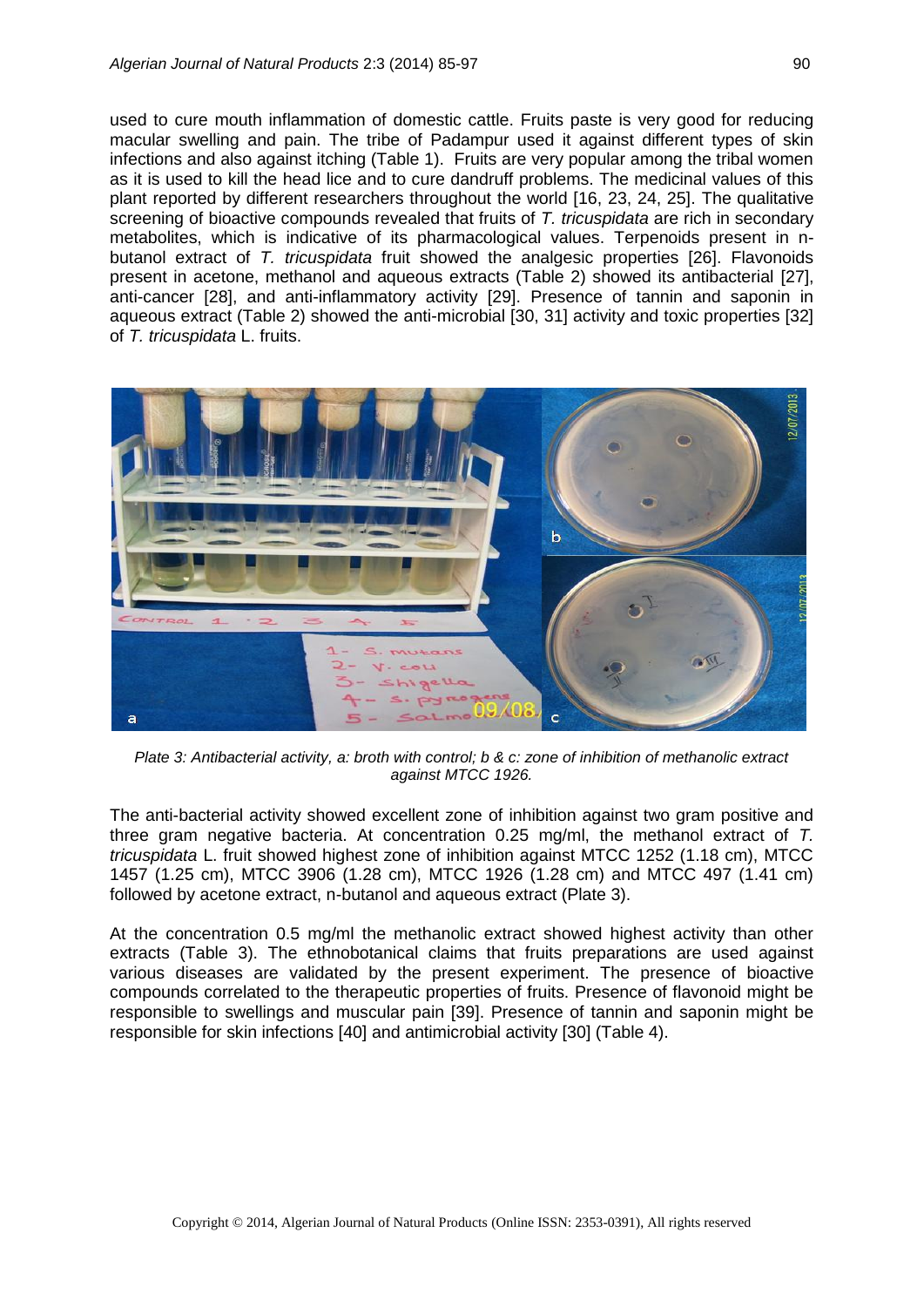used to cure mouth inflammation of domestic cattle. Fruits paste is very good for reducing macular swelling and pain. The tribe of Padampur used it against different types of skin infections and also against itching (Table 1). Fruits are very popular among the tribal women as it is used to kill the head lice and to cure dandruff problems. The medicinal values of this plant reported by different researchers throughout the world [16, 23, 24, 25]. The qualitative screening of bioactive compounds revealed that fruits of *T. tricuspidata* are rich in secondary metabolites, which is indicative of its pharmacological values. Terpenoids present in n-butanol extract of *T. tricuspidata* fruit showed the analgesic properties [26]. Flavonoids present in acetone, methanol and aqueous extracts (Table 2) showed its antibacterial [27], anti-cancer [28], and anti-inflammatory activity [29]. Presence of tannin and saponin in aqueous extract (Table 2) showed the anti-microbial [30, 31] activity and toxic properties [32] of *T. tricuspidata* L. fruits.

*Plate 3: Antibacterial activity, a: broth with control; b & c: zone of inhibition of methanolic extract against MTCC 1926.*

The anti-bacterial activity showed excellent zone of inhibition against two gram positive and three gram negative bacteria. At concentration 0.25 mg/ml, the methanol extract of *T. tricuspidata* L. fruit showed highest zone of inhibition against MTCC 1252 (1.18 cm), MTCC 1457 (1.25 cm), MTCC 3906 (1.28 cm), MTCC 1926 (1.28 cm) and MTCC 497 (1.41 cm) followed by acetone extract, n-butanol and aqueous extract (Plate 3).

At the concentration 0.5 mg/ml the methanolic extract showed highest activity than other extracts (Table 3). The ethnobotanical claims that fruits preparations are used against various diseases are validated by the present experiment. The presence of bioactive compounds correlated to the therapeutic properties of fruits. Presence of flavonoid might be responsible to swellings and muscular pain [39]. Presence of tannin and saponin might be responsible for skin infections [40] and antimicrobial activity [30] (Table 4).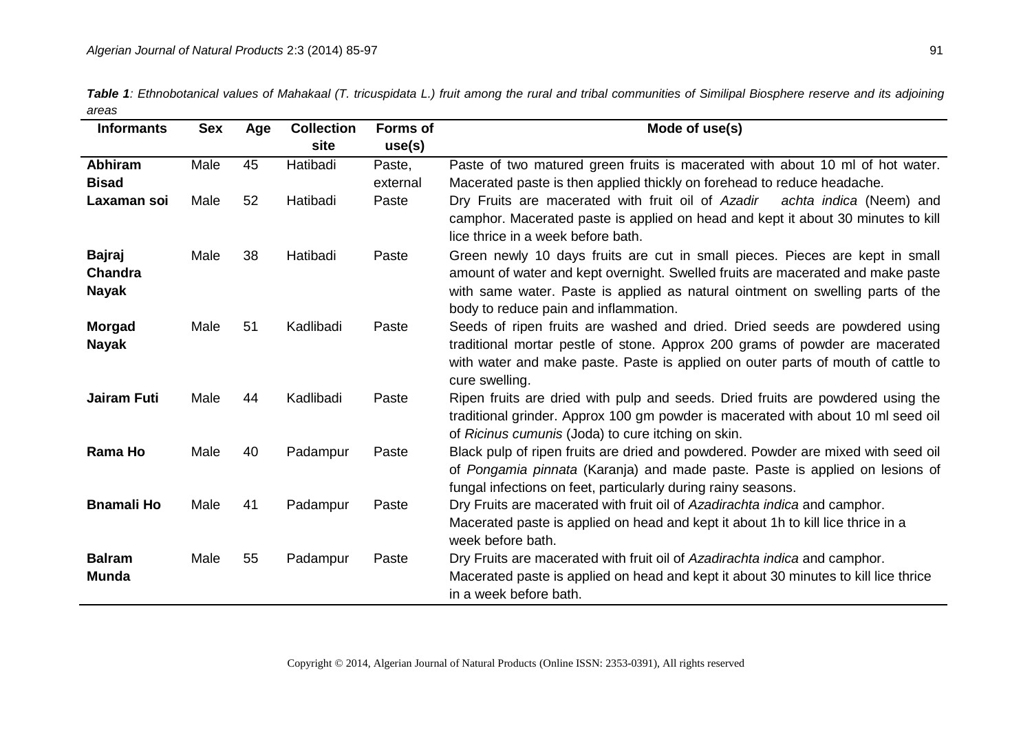***Table 1****: Ethnobotanical values of Mahakaal (T. tricuspidata L.) fruit among the rural and tribal communities of Similipal Biosphere reserve and its adjoining areas*

| Informants | Sex | Age | Collection site | Forms of use(s) | Mode of use(s) |
|---|---|---|---|---|---|
| **Abhiram Bisad** | Male | 45 | Hatibadi | Paste, external | Paste of two matured green fruits is macerated with about 10 ml of hot water. Macerated paste is then applied thickly on forehead to reduce headache. |
| **Laxaman soi** | Male | 52 | Hatibadi | Paste | Dry Fruits are macerated with fruit oil of *Azadir achta indica* (Neem) and camphor. Macerated paste is applied on head and kept it about 30 minutes to kill lice thrice in a week before bath. |
| **Bajraj Chandra Nayak** | Male | 38 | Hatibadi | Paste | Green newly 10 days fruits are cut in small pieces. Pieces are kept in small amount of water and kept overnight. Swelled fruits are macerated and make paste with same water. Paste is applied as natural ointment on swelling parts of the body to reduce pain and inflammation. |
| **Morgad Nayak** | Male | 51 | Kadlibadi | Paste | Seeds of ripen fruits are washed and dried. Dried seeds are powdered using traditional mortar pestle of stone. Approx 200 grams of powder are macerated with water and make paste. Paste is applied on outer parts of mouth of cattle to cure swelling. |
| **Jairam Futi** | Male | 44 | Kadlibadi | Paste | Ripen fruits are dried with pulp and seeds. Dried fruits are powdered using the traditional grinder. Approx 100 gm powder is macerated with about 10 ml seed oil of *Ricinus cumunis* (Joda) to cure itching on skin. |
| **Rama Ho** | Male | 40 | Padampur | Paste | Black pulp of ripen fruits are dried and powdered. Powder are mixed with seed oil of *Pongamia pinnata* (Karanja) and made paste. Paste is applied on lesions of fungal infections on feet, particularly during rainy seasons. |
| **Bnamali Ho** | Male | 41 | Padampur | Paste | Dry Fruits are macerated with fruit oil of *Azadirachta indica* and camphor. Macerated paste is applied on head and kept it about 1h to kill lice thrice in a week before bath. |
| **Balram Munda** | Male | 55 | Padampur | Paste | Dry Fruits are macerated with fruit oil of *Azadirachta indica* and camphor. Macerated paste is applied on head and kept it about 30 minutes to kill lice thrice in a week before bath. |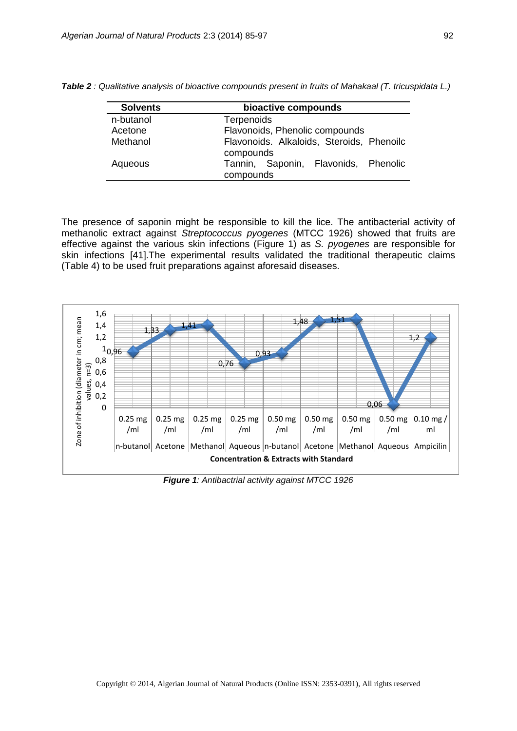*Table 2 : Qualitative analysis of bioactive compounds present in fruits of Mahakaal (T. tricuspidata L.)*

| Solvents | bioactive compounds |
|---|---|
| n-butanol | Terpenoids |
| Acetone | Flavonoids, Phenolic compounds |
| Methanol | Flavonoids. Alkaloids, Steroids, Phenoilc compounds |
| Aqueous | Tannin, Saponin, Flavonids, Phenolic compounds |

The presence of saponin might be responsible to kill the lice. The antibacterial activity of methanolic extract against *Streptococcus pyogenes* (MTCC 1926) showed that fruits are effective against the various skin infections (Figure 1) as *S. pyogenes* are responsible for skin infections [41].The experimental results validated the traditional therapeutic claims (Table 4) to be used fruit preparations against aforesaid diseases.

***Figure 1**: Antibactrial activity against MTCC 1926*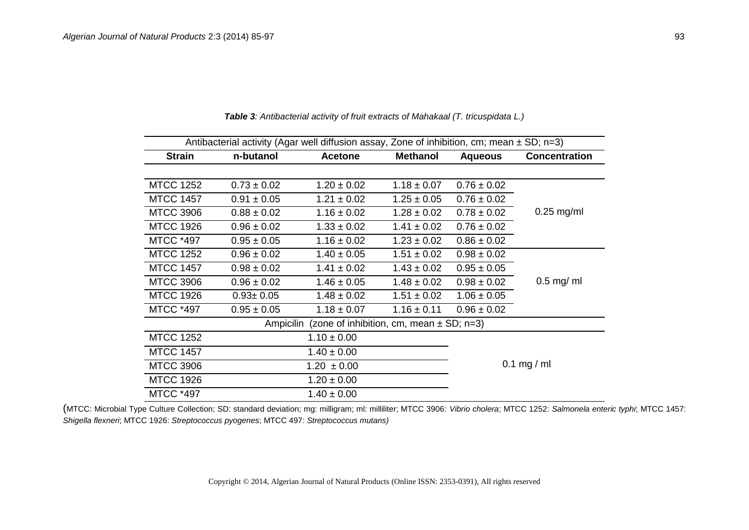***Table 3**: Antibacterial activity of fruit extracts of Mahakaal (T. tricuspidata L.)*

| Antibacterial activity (Agar well diffusion assay, Zone of inhibition, cm; mean ± SD; n=3) | | | | | |
|---|---|---|---|---|---|
| **Strain** | **n-butanol** | **Acetone** | **Methanol** | **Aqueous** | **Concentration** |
| MTCC 1252 | 0.73 ± 0.02 | 1.20 ± 0.02 | 1.18 ± 0.07 | 0.76 ± 0.02 | 0.25 mg/ml |
| MTCC 1457 | 0.91 ± 0.05 | 1.21 ± 0.02 | 1.25 ± 0.05 | 0.76 ± 0.02 | |
| MTCC 3906 | 0.88 ± 0.02 | 1.16 ± 0.02 | 1.28 ± 0.02 | 0.78 ± 0.02 | |
| MTCC 1926 | 0.96 ± 0.02 | 1.33 ± 0.02 | 1.41 ± 0.02 | 0.76 ± 0.02 | |
| MTCC *497 | 0.95 ± 0.05 | 1.16 ± 0.02 | 1.23 ± 0.02 | 0.86 ± 0.02 | |
| MTCC 1252 | 0.96 ± 0.02 | 1.40 ± 0.05 | 1.51 ± 0.02 | 0.98 ± 0.02 | 0.5 mg/ ml |
| MTCC 1457 | 0.98 ± 0.02 | 1.41 ± 0.02 | 1.43 ± 0.02 | 0.95 ± 0.05 | |
| MTCC 3906 | 0.96 ± 0.02 | 1.46 ± 0.05 | 1.48 ± 0.02 | 0.98 ± 0.02 | |
| MTCC 1926 | 0.93± 0.05 | 1.48 ± 0.02 | 1.51 ± 0.02 | 1.06 ± 0.05 | |
| MTCC *497 | 0.95 ± 0.05 | 1.18 ± 0.07 | 1.16 ± 0.11 | 0.96 ± 0.02 | |
| Ampicilin (zone of inhibition, cm, mean ± SD; n=3) | | | | | |
| MTCC 1252 | 1.10 ± 0.00 | | | | 0.1 mg / ml |
| MTCC 1457 | 1.40 ± 0.00 | | | | |
| MTCC 3906 | 1.20 ± 0.00 | | | | |
| MTCC 1926 | 1.20 ± 0.00 | | | | |
| MTCC *497 | 1.40 ± 0.00 | | | | |

(MTCC: Microbial Type Culture Collection; SD: standard deviation; mg: milligram; ml: milliliter; MTCC 3906: *Vibrio cholera*; MTCC 1252: *Salmonela enteric typhi*; MTCC 1457: *Shigella flexneri*; MTCC 1926: *Streptococcus pyogenes*; MTCC 497: *Streptococcus mutans)*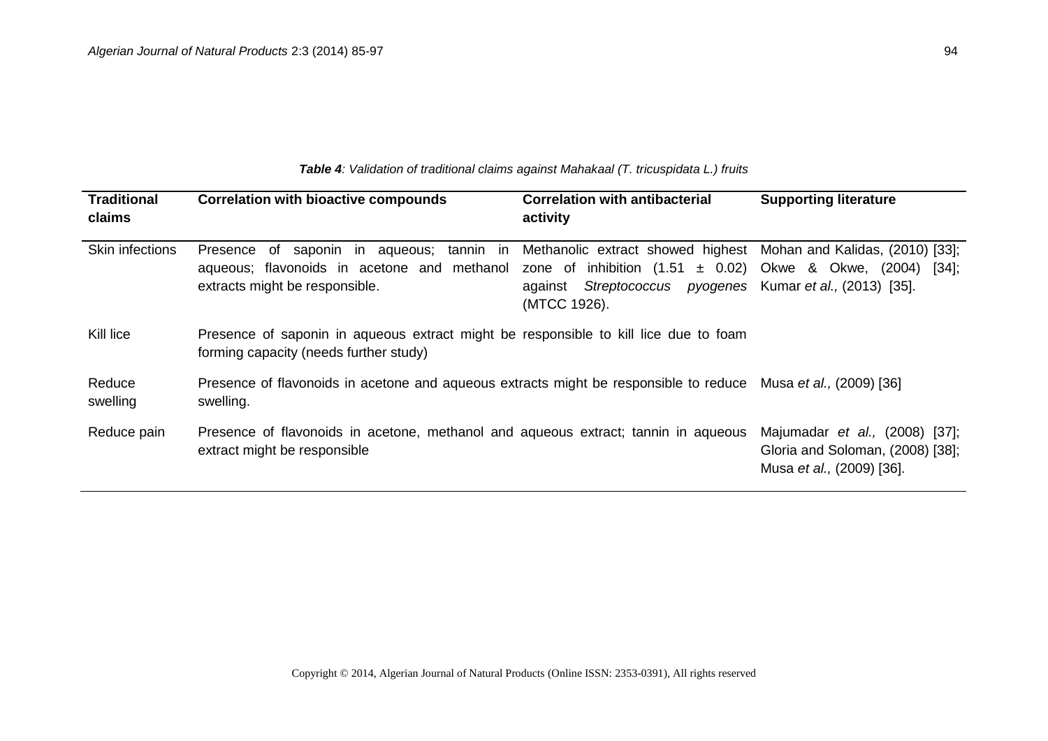***Table 4**: Validation of traditional claims against Mahakaal (T. tricuspidata L.) fruits*

| Traditional claims | Correlation with bioactive compounds | Correlation with antibacterial activity | Supporting literature |
|---|---|---|---|
| Skin infections | Presence of saponin in aqueous; tannin in aqueous; flavonoids in acetone and methanol extracts might be responsible. | Methanolic extract showed highest zone of inhibition (1.51 ± 0.02) against *Streptococcus pyogenes* (MTCC 1926). | Mohan and Kalidas, (2010) [33]; Okwe & Okwe, (2004) [34]; Kumar *et al.,* (2013) [35]. |
| Kill lice | Presence of saponin in aqueous extract might be responsible to kill lice due to foam forming capacity (needs further study) | | |
| Reduce swelling | Presence of flavonoids in acetone and aqueous extracts might be responsible to reduce swelling. | | Musa *et al.,* (2009) [36] |
| Reduce pain | Presence of flavonoids in acetone, methanol and aqueous extract; tannin in aqueous extract might be responsible | | Majumadar *et al.,* (2008) [37]; Gloria and Soloman, (2008) [38]; Musa *et al.,* (2009) [36]. |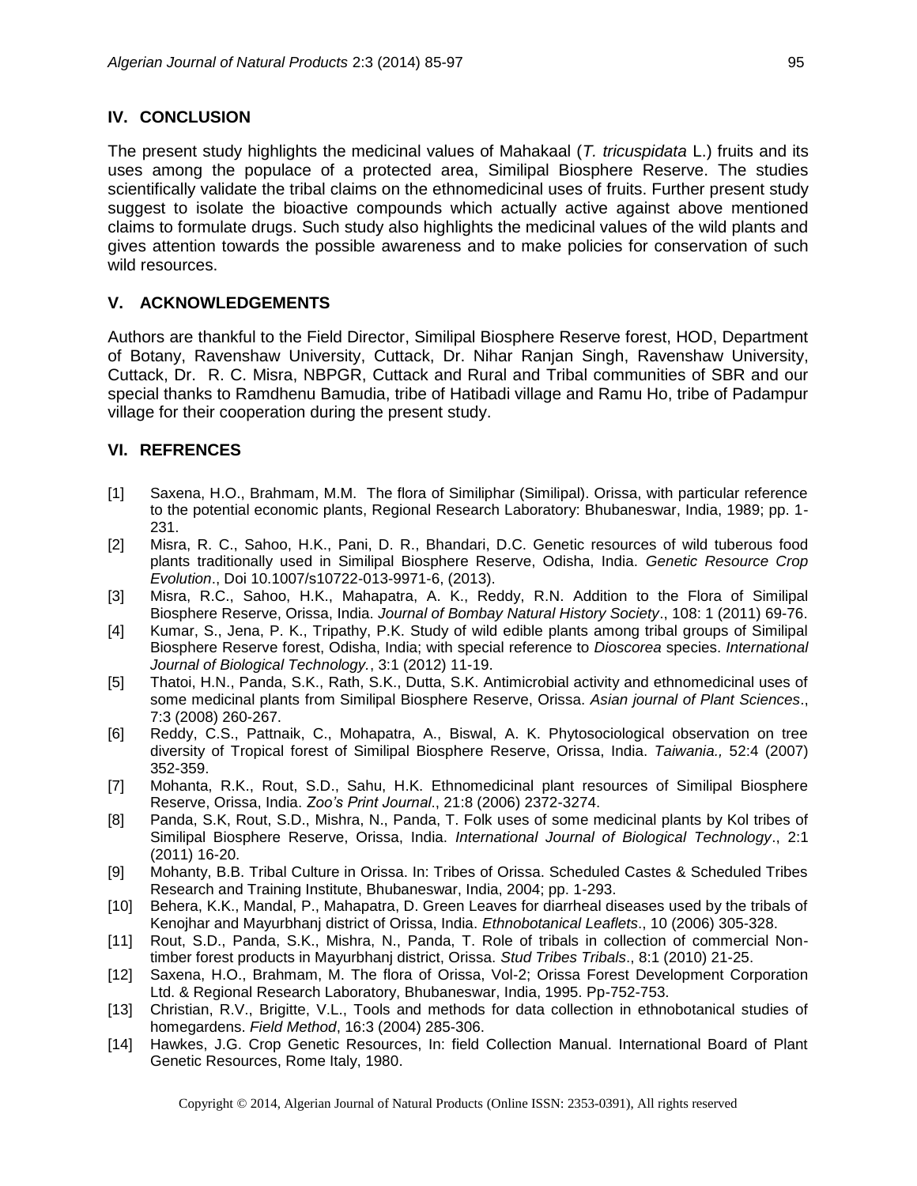## IV. CONCLUSION

The present study highlights the medicinal values of Mahakaal (*T. tricuspidata* L.) fruits and its uses among the populace of a protected area, Similipal Biosphere Reserve. The studies scientifically validate the tribal claims on the ethnomedicinal uses of fruits. Further present study suggest to isolate the bioactive compounds which actually active against above mentioned claims to formulate drugs. Such study also highlights the medicinal values of the wild plants and gives attention towards the possible awareness and to make policies for conservation of such wild resources.

## V. ACKNOWLEDGEMENTS

Authors are thankful to the Field Director, Similipal Biosphere Reserve forest, HOD, Department of Botany, Ravenshaw University, Cuttack, Dr. Nihar Ranjan Singh, Ravenshaw University, Cuttack, Dr. R. C. Misra, NBPGR, Cuttack and Rural and Tribal communities of SBR and our special thanks to Ramdhenu Bamudia, tribe of Hatibadi village and Ramu Ho, tribe of Padampur village for their cooperation during the present study.

## VI. REFRENCES

[1] Saxena, H.O., Brahmam, M.M. The flora of Similiphar (Similipal). Orissa, with particular reference to the potential economic plants, Regional Research Laboratory: Bhubaneswar, India, 1989; pp. 1-231.

[2] Misra, R. C., Sahoo, H.K., Pani, D. R., Bhandari, D.C. Genetic resources of wild tuberous food plants traditionally used in Similipal Biosphere Reserve, Odisha, India. *Genetic Resource Crop Evolution*., Doi 10.1007/s10722-013-9971-6, (2013).

[3] Misra, R.C., Sahoo, H.K., Mahapatra, A. K., Reddy, R.N. Addition to the Flora of Similipal Biosphere Reserve, Orissa, India. *Journal of Bombay Natural History Society*., 108: 1 (2011) 69-76.

[4] Kumar, S., Jena, P. K., Tripathy, P.K. Study of wild edible plants among tribal groups of Similipal Biosphere Reserve forest, Odisha, India; with special reference to *Dioscorea* species. *International Journal of Biological Technology.*, 3:1 (2012) 11-19.

[5] Thatoi, H.N., Panda, S.K., Rath, S.K., Dutta, S.K. Antimicrobial activity and ethnomedicinal uses of some medicinal plants from Similipal Biosphere Reserve, Orissa. *Asian journal of Plant Sciences*., 7:3 (2008) 260-267.

[6] Reddy, C.S., Pattnaik, C., Mohapatra, A., Biswal, A. K. Phytosociological observation on tree diversity of Tropical forest of Similipal Biosphere Reserve, Orissa, India. *Taiwania.,* 52:4 (2007) 352-359.

[7] Mohanta, R.K., Rout, S.D., Sahu, H.K. Ethnomedicinal plant resources of Similipal Biosphere Reserve, Orissa, India. *Zoo's Print Journal*., 21:8 (2006) 2372-3274.

[8] Panda, S.K, Rout, S.D., Mishra, N., Panda, T. Folk uses of some medicinal plants by Kol tribes of Similipal Biosphere Reserve, Orissa, India. *International Journal of Biological Technology*., 2:1 (2011) 16-20.

[9] Mohanty, B.B. Tribal Culture in Orissa. In: Tribes of Orissa. Scheduled Castes & Scheduled Tribes Research and Training Institute, Bhubaneswar, India, 2004; pp. 1-293.

[10] Behera, K.K., Mandal, P., Mahapatra, D. Green Leaves for diarrheal diseases used by the tribals of Kenojhar and Mayurbhanj district of Orissa, India. *Ethnobotanical Leaflets*., 10 (2006) 305-328.

[11] Rout, S.D., Panda, S.K., Mishra, N., Panda, T. Role of tribals in collection of commercial Non-timber forest products in Mayurbhanj district, Orissa. *Stud Tribes Tribals*., 8:1 (2010) 21-25.

[12] Saxena, H.O., Brahmam, M. The flora of Orissa, Vol-2; Orissa Forest Development Corporation Ltd. & Regional Research Laboratory, Bhubaneswar, India, 1995. Pp-752-753.

[13] Christian, R.V., Brigitte, V.L., Tools and methods for data collection in ethnobotanical studies of homegardens. *Field Method*, 16:3 (2004) 285-306.

[14] Hawkes, J.G. Crop Genetic Resources, In: field Collection Manual. International Board of Plant Genetic Resources, Rome Italy, 1980.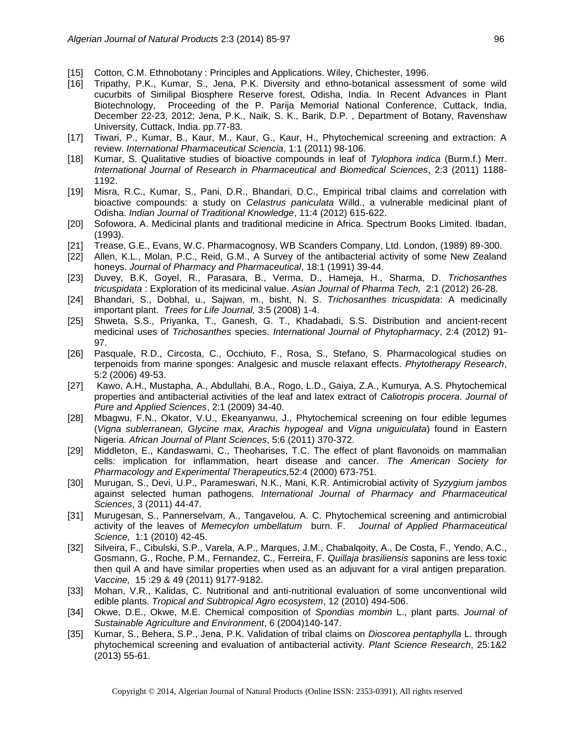[15] Cotton, C.M. Ethnobotany : Principles and Applications. Wiley, Chichester, 1996.

[16] Tripathy, P.K., Kumar, S., Jena, P.K. Diversity and ethno-botanical assessment of some wild cucurbits of Similipal Biosphere Reserve forest, Odisha, India. In Recent Advances in Plant Biotechnology, Proceeding of the P. Parija Memorial National Conference, Cuttack, India, December 22-23, 2012; Jena, P.K., Naik, S. K., Barik, D.P. , Department of Botany, Ravenshaw University, Cuttack, India. pp.77-83.

[17] Tiwari, P., Kumar, B., Kaur, M., Kaur, G., Kaur, H., Phytochemical screening and extraction: A review. *International Pharmaceutical Sciencia*, 1:1 (2011) 98-106.

[18] Kumar, S. Qualitative studies of bioactive compounds in leaf of *Tylophora indica* (Burm.f.) Merr. *International Journal of Research in Pharmaceutical and Biomedical Sciences*, 2:3 (2011) 1188-1192.

[19] Misra, R.C., Kumar, S., Pani, D.R., Bhandari, D.C., Empirical tribal claims and correlation with bioactive compounds: a study on *Celastrus paniculata* Willd., a vulnerable medicinal plant of Odisha. *Indian Journal of Traditional Knowledge*, 11:4 (2012) 615-622.

[20] Sofowora, A. Medicinal plants and traditional medicine in Africa. Spectrum Books Limited. Ibadan, (1993).

[21] Trease, G.E., Evans, W.C. Pharmacognosy, WB Scanders Company, Ltd. London, (1989) 89-300.

[22] Allen, K.L., Molan, P.C., Reid, G.M., A Survey of the antibacterial activity of some New Zealand honeys. *Journal of Pharmacy and Pharmaceutical*, 18:1 (1991) 39-44.

[23] Duvey, B.K, Goyel, R., Parasara, B., Verma, D., Hameja, H., Sharma, D. *Trichosanthes tricuspidata* : Exploration of its medicinal value. *Asian Journal of Pharma Tech,* 2:1 (2012) 26-28.

[24] Bhandari, S., Dobhal, u., Sajwan, m., bisht, N. S. *Trichosanthes tricuspidata*: A medicinally important plant. *Trees for Life Journal,* 3:5 (2008) 1-4.

[25] Shweta, S.S., Priyanka, T., Ganesh, G. T., Khadabadi, S.S. Distribution and ancient-recent medicinal uses of *Trichosanthes* species. *International Journal of Phytopharmacy*, 2:4 (2012) 91-97.

[26] Pasquale, R.D., Circosta, C., Occhiuto, F., Rosa, S., Stefano, S. Pharmacological studies on terpenoids from marine sponges: Analgesic and muscle relaxant effects. *Phytotherapy Research*, 5:2 (2006) 49-53.

[27] Kawo, A.H., Mustapha, A., Abdullahi, B.A., Rogo, L.D., Gaiya, Z.A., Kumurya, A.S. Phytochemical properties and antibacterial activities of the leaf and latex extract of *Caliotropis procera*. *Journal of Pure and Applied Sciences*, 2:1 (2009) 34-40.

[28] Mbagwu, F.N., Okator, V.U., Ekeanyanwu, J., Phytochemical screening on four edible legumes (*Vigna sublerranean, Glycine max, Arachis hypogeal* and *Vigna uniguiculata*) found in Eastern Nigeria. *African Journal of Plant Sciences*, 5:6 (2011) 370-372.

[29] Middleton, E., Kandaswami, C., Theoharises, T.C. The effect of plant flavonoids on mammalian cells: implication for inflammation, heart disease and cancer. *The American Society for Pharmacology and Experimental Therapeutics,*52:4 (2000) 673-751.

[30] Murugan, S., Devi, U.P., Parameswari, N.K., Mani, K.R. Antimicrobial activity of *Syzygium jambos* against selected human pathogens. *International Journal of Pharmacy and Pharmaceutical Sciences*, 3 (2011) 44-47.

[31] Murugesan, S., Pannerselvam, A., Tangavelou, A. C. Phytochemical screening and antimicrobial activity of the leaves of *Memecylon umbellatum* burn. F. *Journal of Applied Pharmaceutical Science,* 1:1 (2010) 42-45.

[32] Silveira, F., Cibulski, S.P., Varela, A.P., Marques, J.M., Chabalqoity, A., De Costa, F., Yendo, A.C., Gosmann, G., Roche, P.M., Fernandez, C., Ferreira, F. *Quillaja brasiliensis* saponins are less toxic then quil A and have similar properties when used as an adjuvant for a viral antigen preparation. *Vaccine,* 15 :29 & 49 (2011) 9177-9182.

[33] Mohan, V.R., Kalidas, C. Nutritional and anti-nutritional evaluation of some unconventional wild edible plants. *Tropical and Subtropical Agro ecosystem*, 12 (2010) 494-506.

[34] Okwe, D.E., Okwe, M.E. Chemical composition of *Spondias mombin* L., plant parts. *Journal of Sustainable Agriculture and Environment*, 6 (2004)140-147.

[35] Kumar, S., Behera, S.P., Jena, P.K. Validation of tribal claims on *Dioscorea pentaphylla* L. through phytochemical screening and evaluation of antibacterial activity. *Plant Science Research*, 25:1&2 (2013) 55-61.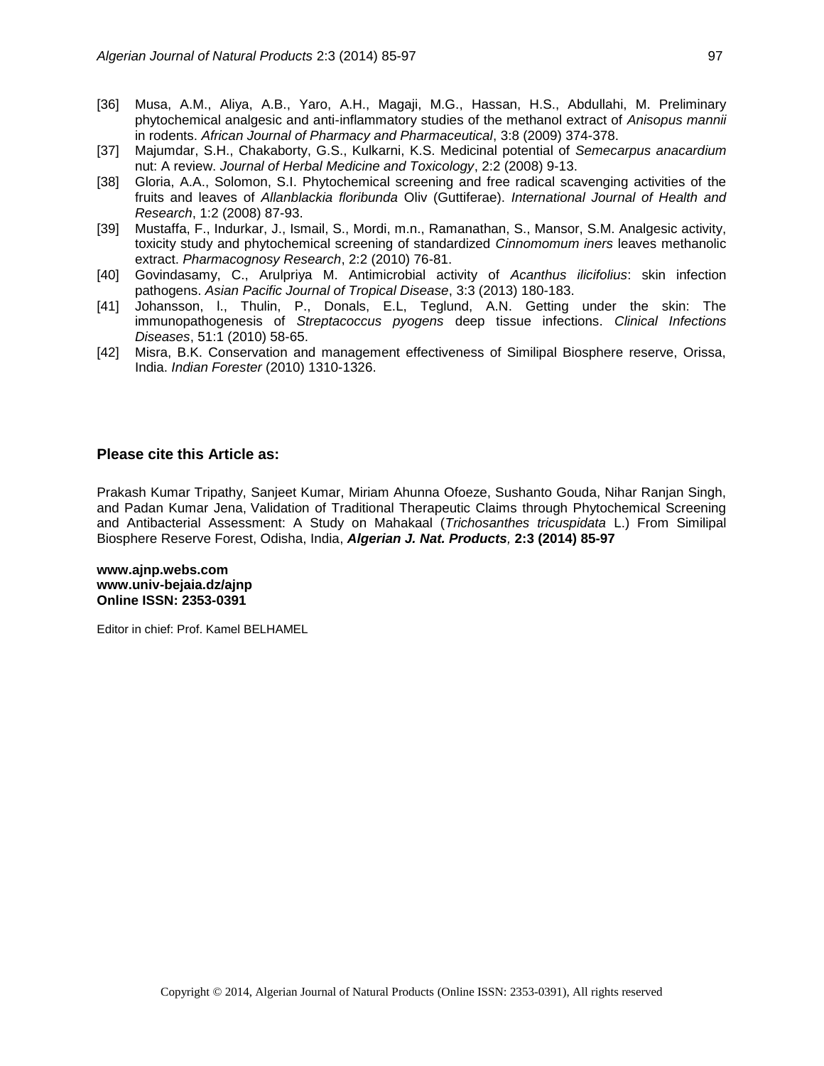[36] Musa, A.M., Aliya, A.B., Yaro, A.H., Magaji, M.G., Hassan, H.S., Abdullahi, M. Preliminary phytochemical analgesic and anti-inflammatory studies of the methanol extract of *Anisopus mannii* in rodents. *African Journal of Pharmacy and Pharmaceutical*, 3:8 (2009) 374-378.

[37] Majumdar, S.H., Chakaborty, G.S., Kulkarni, K.S. Medicinal potential of *Semecarpus anacardium* nut: A review. *Journal of Herbal Medicine and Toxicology*, 2:2 (2008) 9-13.

[38] Gloria, A.A., Solomon, S.I. Phytochemical screening and free radical scavenging activities of the fruits and leaves of *Allanblackia floribunda* Oliv (Guttiferae). *International Journal of Health and Research*, 1:2 (2008) 87-93.

[39] Mustaffa, F., Indurkar, J., Ismail, S., Mordi, m.n., Ramanathan, S., Mansor, S.M. Analgesic activity, toxicity study and phytochemical screening of standardized *Cinnomomum iners* leaves methanolic extract. *Pharmacognosy Research*, 2:2 (2010) 76-81.

[40] Govindasamy, C., Arulpriya M. Antimicrobial activity of *Acanthus ilicifolius*: skin infection pathogens. *Asian Pacific Journal of Tropical Disease*, 3:3 (2013) 180-183.

[41] Johansson, l., Thulin, P., Donals, E.L, Teglund, A.N. Getting under the skin: The immunopathogenesis of *Streptacoccus pyogens* deep tissue infections. *Clinical Infections Diseases*, 51:1 (2010) 58-65.

[42] Misra, B.K. Conservation and management effectiveness of Similipal Biosphere reserve, Orissa, India. *Indian Forester* (2010) 1310-1326.

**Please cite this Article as:**

Prakash Kumar Tripathy, Sanjeet Kumar, Miriam Ahunna Ofoeze, Sushanto Gouda, Nihar Ranjan Singh, and Padan Kumar Jena, Validation of Traditional Therapeutic Claims through Phytochemical Screening and Antibacterial Assessment: A Study on Mahakaal (*Trichosanthes tricuspidata* L.) From Similipal Biosphere Reserve Forest, Odisha, India, ***Algerian J. Nat. Products*, 2:3 (2014) 85-97**

**www.ajnp.webs.com**
**www.univ-bejaia.dz/ajnp**
**Online ISSN: 2353-0391**

Editor in chief: Prof. Kamel BELHAMEL

Copyright © 2014, Algerian Journal of Natural Products (Online ISSN: 2353-0391), All rights reserved